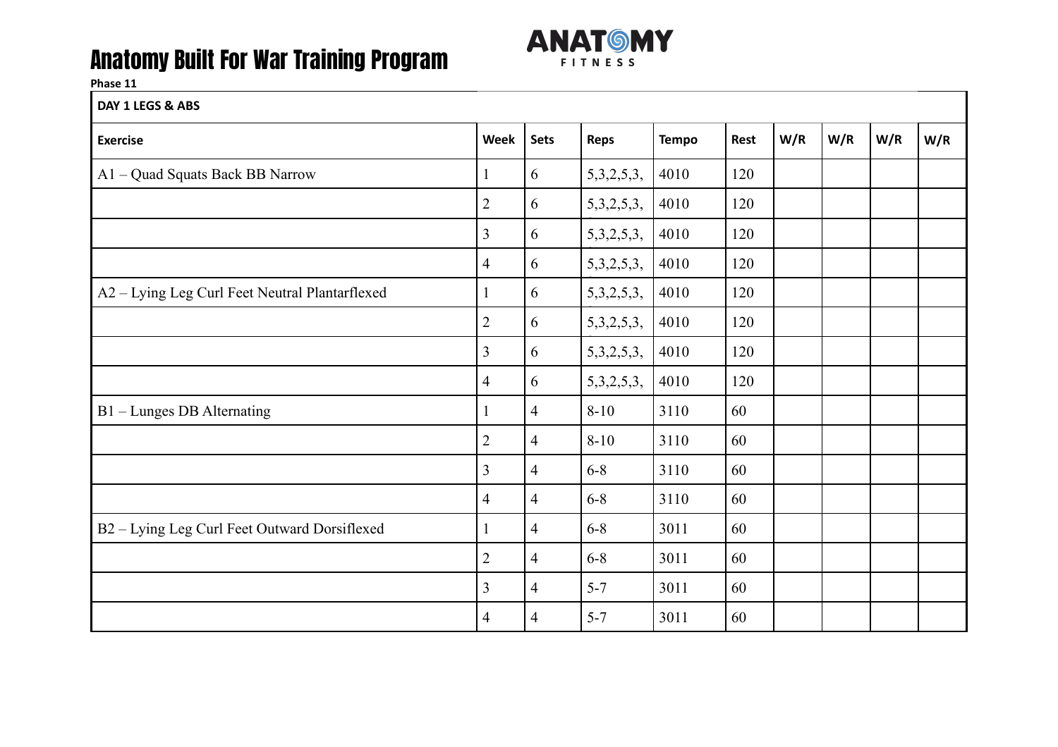# Anatomy Built For War Training Program

ANATOMY FITNESS

**Phase 11**

| DAY 1 LEGS & ABS | | | | | | | | | |
|---|---|---|---|---|---|---|---|---|---|
| **Exercise** | **Week** | **Sets** | **Reps** | **Tempo** | **Rest** | **W/R** | **W/R** | **W/R** | **W/R** |
| A1 – Quad Squats Back BB Narrow | 1 | 6 | 5,3,2,5,3, | 4010 | 120 | | | | |
| | 2 | 6 | 5,3,2,5,3, | 4010 | 120 | | | | |
| | 3 | 6 | 5,3,2,5,3, | 4010 | 120 | | | | |
| | 4 | 6 | 5,3,2,5,3, | 4010 | 120 | | | | |
| A2 – Lying Leg Curl Feet Neutral Plantarflexed | 1 | 6 | 5,3,2,5,3, | 4010 | 120 | | | | |
| | 2 | 6 | 5,3,2,5,3, | 4010 | 120 | | | | |
| | 3 | 6 | 5,3,2,5,3, | 4010 | 120 | | | | |
| | 4 | 6 | 5,3,2,5,3, | 4010 | 120 | | | | |
| B1 – Lunges DB Alternating | 1 | 4 | 8-10 | 3110 | 60 | | | | |
| | 2 | 4 | 8-10 | 3110 | 60 | | | | |
| | 3 | 4 | 6-8 | 3110 | 60 | | | | |
| | 4 | 4 | 6-8 | 3110 | 60 | | | | |
| B2 – Lying Leg Curl Feet Outward Dorsiflexed | 1 | 4 | 6-8 | 3011 | 60 | | | | |
| | 2 | 4 | 6-8 | 3011 | 60 | | | | |
| | 3 | 4 | 5-7 | 3011 | 60 | | | | |
| | 4 | 4 | 5-7 | 3011 | 60 | | | | |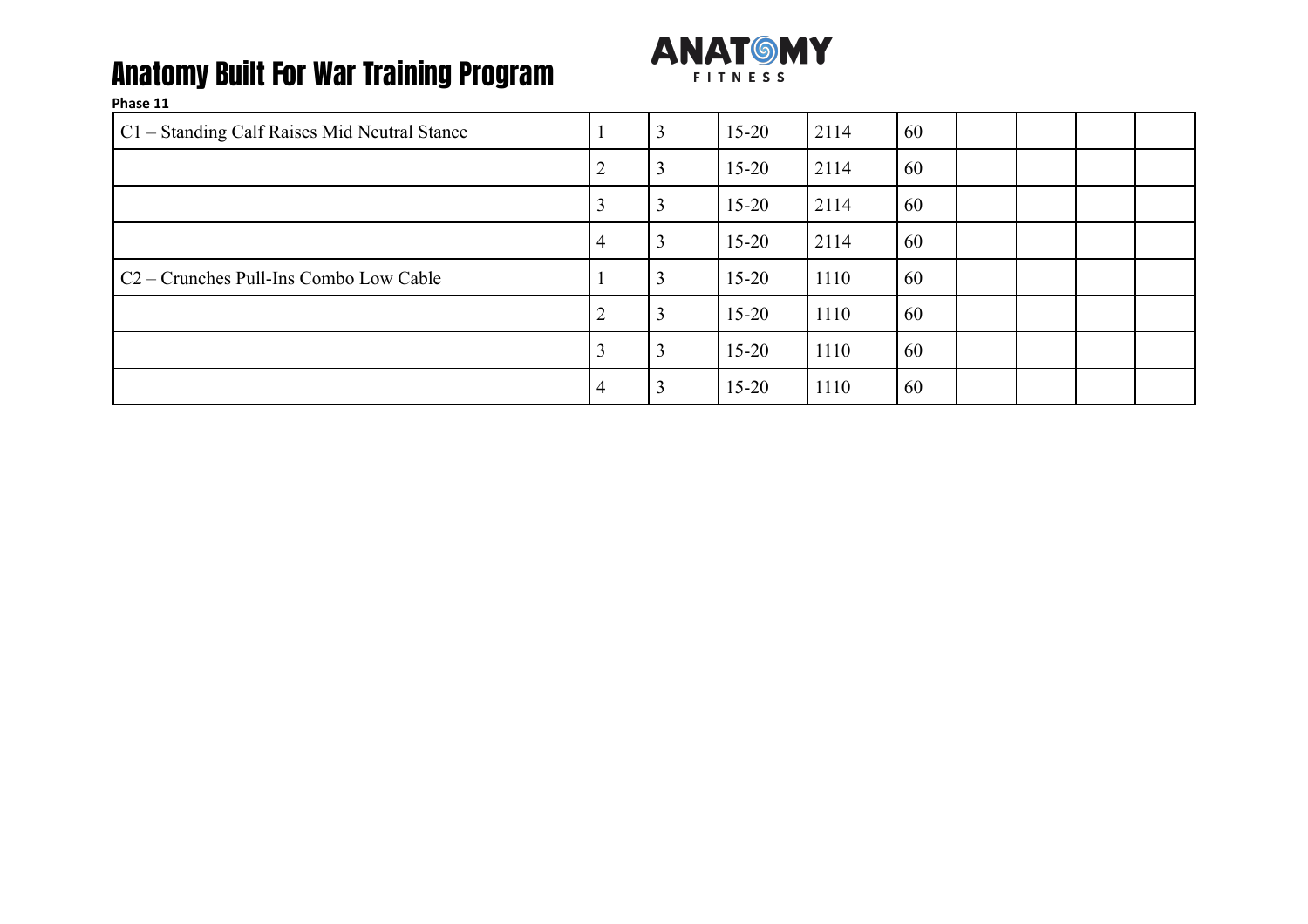# Anatomy Built For War Training Program

**Phase 11**

| | | | | | | | | | |
|---|---|---|---|---|---|---|---|---|---|
| C1 – Standing Calf Raises Mid Neutral Stance | 1 | 3 | 15-20 | 2114 | 60 | | | | |
| | 2 | 3 | 15-20 | 2114 | 60 | | | | |
| | 3 | 3 | 15-20 | 2114 | 60 | | | | |
| | 4 | 3 | 15-20 | 2114 | 60 | | | | |
| C2 – Crunches Pull-Ins Combo Low Cable | 1 | 3 | 15-20 | 1110 | 60 | | | | |
| | 2 | 3 | 15-20 | 1110 | 60 | | | | |
| | 3 | 3 | 15-20 | 1110 | 60 | | | | |
| | 4 | 3 | 15-20 | 1110 | 60 | | | | |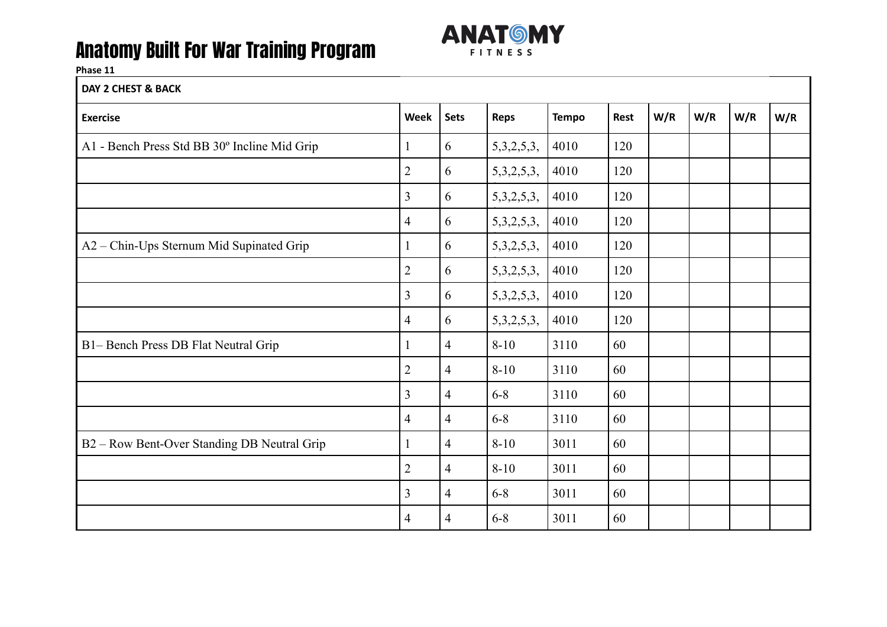# Anatomy Built For War Training Program

**Phase 11**

| DAY 2 CHEST & BACK | | | | | | | | | |
|---|---|---|---|---|---|---|---|---|---|
| **Exercise** | **Week** | **Sets** | **Reps** | **Tempo** | **Rest** | **W/R** | **W/R** | **W/R** | **W/R** |
| A1 - Bench Press Std BB 30º Incline Mid Grip | 1 | 6 | 5,3,2,5,3, | 4010 | 120 | | | | |
| | 2 | 6 | 5,3,2,5,3, | 4010 | 120 | | | | |
| | 3 | 6 | 5,3,2,5,3, | 4010 | 120 | | | | |
| | 4 | 6 | 5,3,2,5,3, | 4010 | 120 | | | | |
| A2 – Chin-Ups Sternum Mid Supinated Grip | 1 | 6 | 5,3,2,5,3, | 4010 | 120 | | | | |
| | 2 | 6 | 5,3,2,5,3, | 4010 | 120 | | | | |
| | 3 | 6 | 5,3,2,5,3, | 4010 | 120 | | | | |
| | 4 | 6 | 5,3,2,5,3, | 4010 | 120 | | | | |
| B1– Bench Press DB Flat Neutral Grip | 1 | 4 | 8-10 | 3110 | 60 | | | | |
| | 2 | 4 | 8-10 | 3110 | 60 | | | | |
| | 3 | 4 | 6-8 | 3110 | 60 | | | | |
| | 4 | 4 | 6-8 | 3110 | 60 | | | | |
| B2 – Row Bent-Over Standing DB Neutral Grip | 1 | 4 | 8-10 | 3011 | 60 | | | | |
| | 2 | 4 | 8-10 | 3011 | 60 | | | | |
| | 3 | 4 | 6-8 | 3011 | 60 | | | | |
| | 4 | 4 | 6-8 | 3011 | 60 | | | | |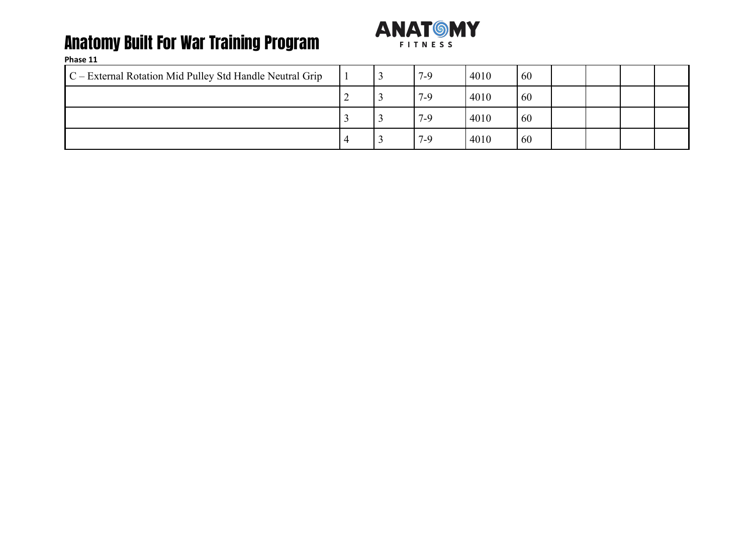| C – External Rotation Mid Pulley Std Handle Neutral Grip | 1 | 3 | 7-9 | 4010 | 60 | | | | |
|---|---|---|---|---|---|---|---|---|---|
| | 2 | 3 | 7-9 | 4010 | 60 | | | | |
| | 3 | 3 | 7-9 | 4010 | 60 | | | | |
| | 4 | 3 | 7-9 | 4010 | 60 | | | | |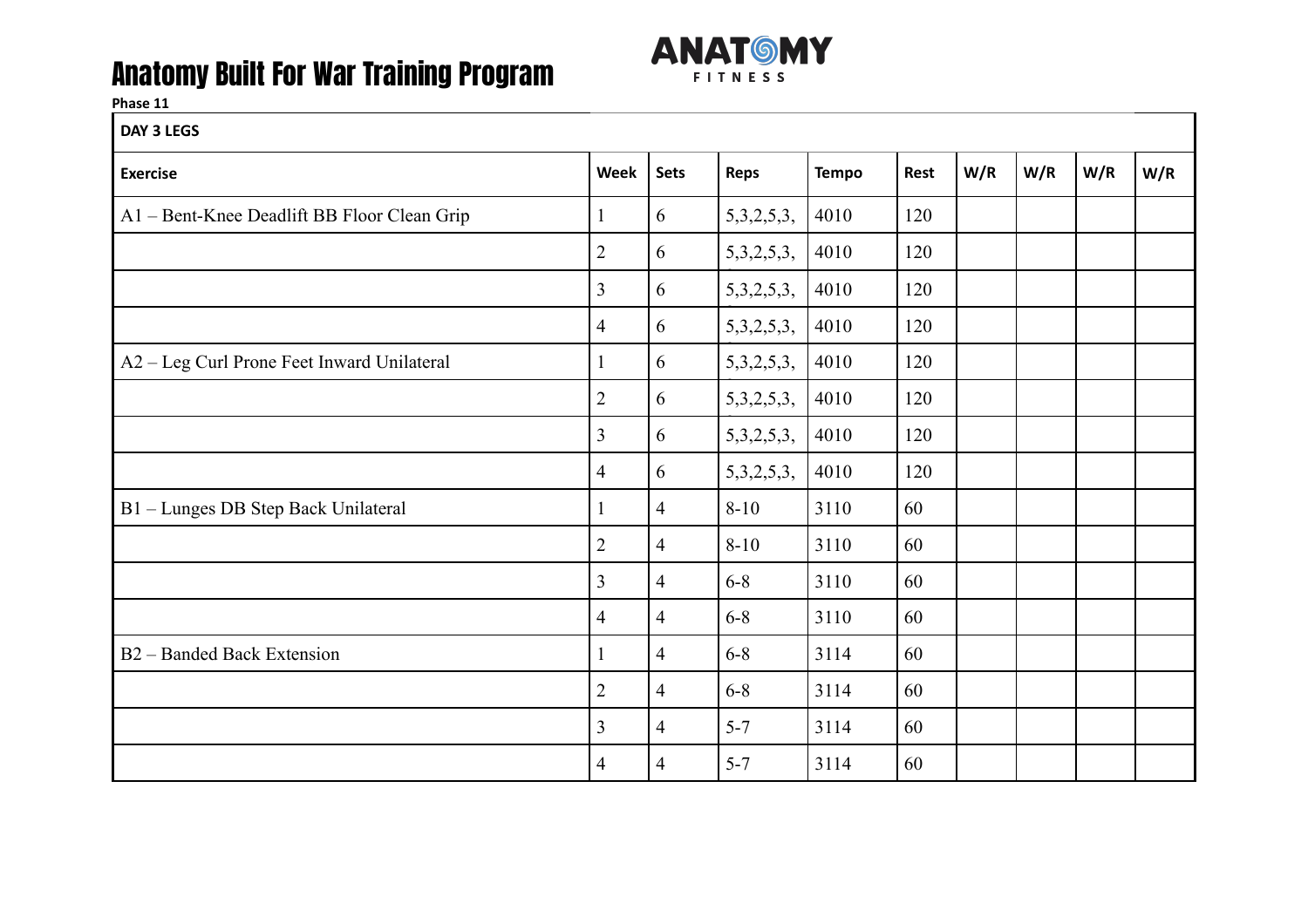# Anatomy Built For War Training Program

ANATOMY FITNESS

**Phase 11**

| DAY 3 LEGS | | | | | | | | | |
|---|---|---|---|---|---|---|---|---|---|
| **Exercise** | **Week** | **Sets** | **Reps** | **Tempo** | **Rest** | **W/R** | **W/R** | **W/R** | **W/R** |
| A1 – Bent-Knee Deadlift BB Floor Clean Grip | 1 | 6 | 5,3,2,5,3, | 4010 | 120 | | | | |
| | 2 | 6 | 5,3,2,5,3, | 4010 | 120 | | | | |
| | 3 | 6 | 5,3,2,5,3, | 4010 | 120 | | | | |
| | 4 | 6 | 5,3,2,5,3, | 4010 | 120 | | | | |
| A2 – Leg Curl Prone Feet Inward Unilateral | 1 | 6 | 5,3,2,5,3, | 4010 | 120 | | | | |
| | 2 | 6 | 5,3,2,5,3, | 4010 | 120 | | | | |
| | 3 | 6 | 5,3,2,5,3, | 4010 | 120 | | | | |
| | 4 | 6 | 5,3,2,5,3, | 4010 | 120 | | | | |
| B1 – Lunges DB Step Back Unilateral | 1 | 4 | 8-10 | 3110 | 60 | | | | |
| | 2 | 4 | 8-10 | 3110 | 60 | | | | |
| | 3 | 4 | 6-8 | 3110 | 60 | | | | |
| | 4 | 4 | 6-8 | 3110 | 60 | | | | |
| B2 – Banded Back Extension | 1 | 4 | 6-8 | 3114 | 60 | | | | |
| | 2 | 4 | 6-8 | 3114 | 60 | | | | |
| | 3 | 4 | 5-7 | 3114 | 60 | | | | |
| | 4 | 4 | 5-7 | 3114 | 60 | | | | |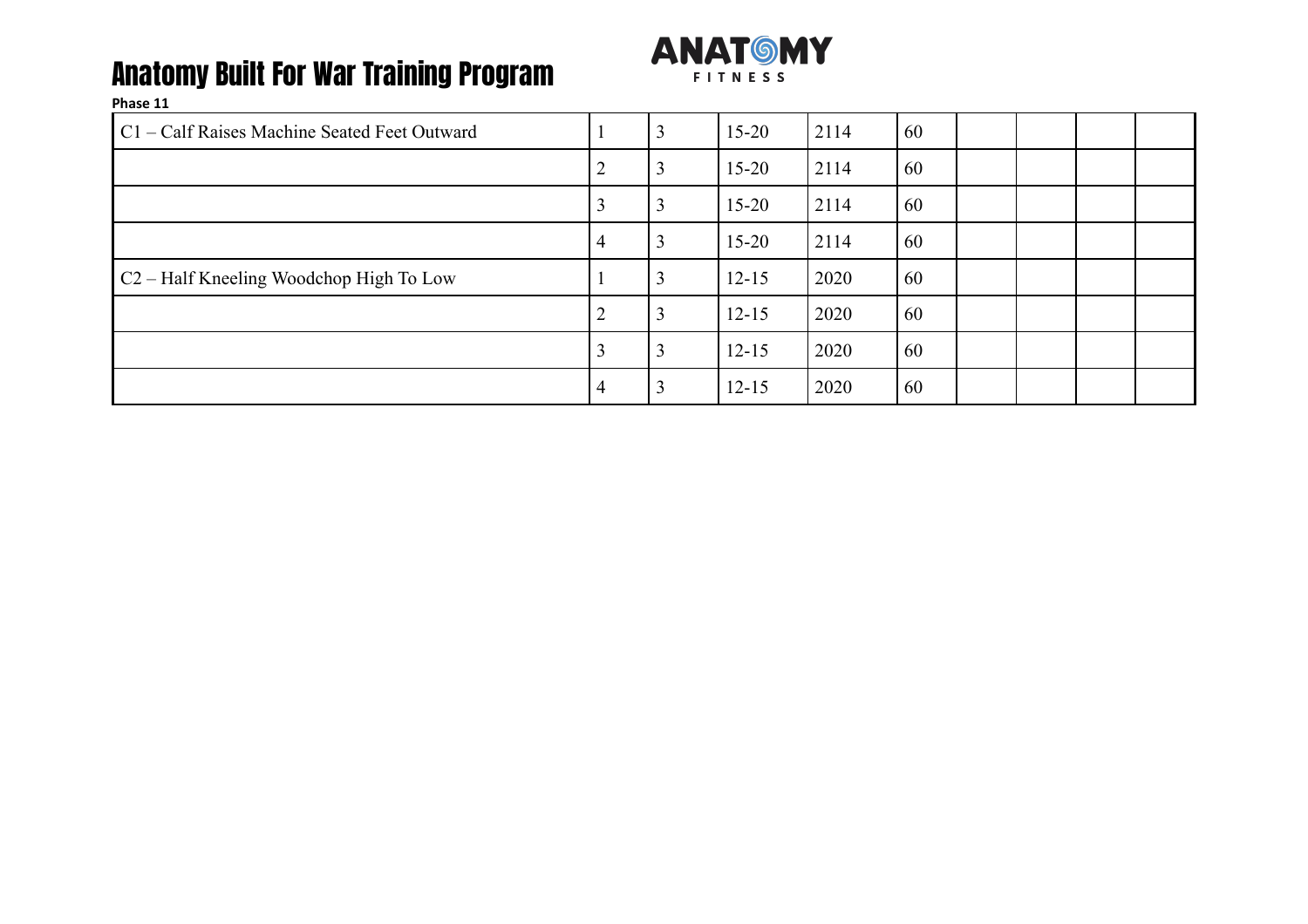# Anatomy Built For War Training Program

**Phase 11**

| | | | | | | | | | |
|---|---|---|---|---|---|---|---|---|---|
| C1 – Calf Raises Machine Seated Feet Outward | 1 | 3 | 15-20 | 2114 | 60 | | | | |
| | 2 | 3 | 15-20 | 2114 | 60 | | | | |
| | 3 | 3 | 15-20 | 2114 | 60 | | | | |
| | 4 | 3 | 15-20 | 2114 | 60 | | | | |
| C2 – Half Kneeling Woodchop High To Low | 1 | 3 | 12-15 | 2020 | 60 | | | | |
| | 2 | 3 | 12-15 | 2020 | 60 | | | | |
| | 3 | 3 | 12-15 | 2020 | 60 | | | | |
| | 4 | 3 | 12-15 | 2020 | 60 | | | | |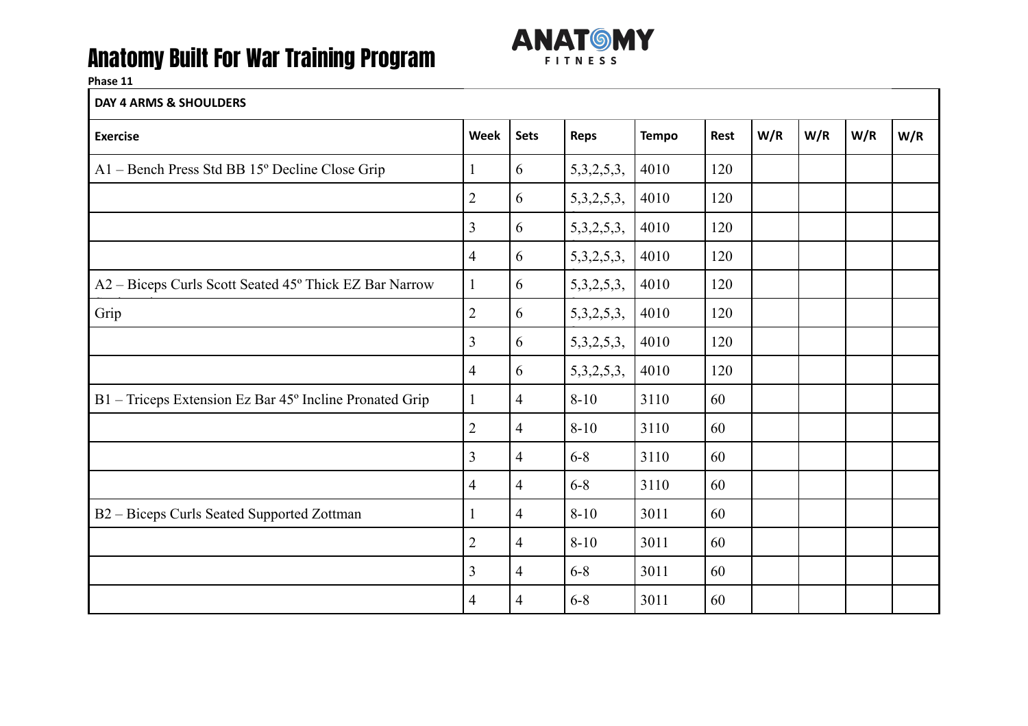# Anatomy Built For War Training Program

**Phase 11**

| DAY 4 ARMS & SHOULDERS | | | | | | | | | |
|---|---|---|---|---|---|---|---|---|---|
| **Exercise** | **Week** | **Sets** | **Reps** | **Tempo** | **Rest** | **W/R** | **W/R** | **W/R** | **W/R** |
| A1 – Bench Press Std BB 15º Decline Close Grip | 1 | 6 | 5,3,2,5,3, | 4010 | 120 | | | | |
| | 2 | 6 | 5,3,2,5,3, | 4010 | 120 | | | | |
| | 3 | 6 | 5,3,2,5,3, | 4010 | 120 | | | | |
| | 4 | 6 | 5,3,2,5,3, | 4010 | 120 | | | | |
| A2 – Biceps Curls Scott Seated 45º Thick EZ Bar Narrow | 1 | 6 | 5,3,2,5,3, | 4010 | 120 | | | | |
| Grip | 2 | 6 | 5,3,2,5,3, | 4010 | 120 | | | | |
| | 3 | 6 | 5,3,2,5,3, | 4010 | 120 | | | | |
| | 4 | 6 | 5,3,2,5,3, | 4010 | 120 | | | | |
| B1 – Triceps Extension Ez Bar 45º Incline Pronated Grip | 1 | 4 | 8-10 | 3110 | 60 | | | | |
| | 2 | 4 | 8-10 | 3110 | 60 | | | | |
| | 3 | 4 | 6-8 | 3110 | 60 | | | | |
| | 4 | 4 | 6-8 | 3110 | 60 | | | | |
| B2 – Biceps Curls Seated Supported Zottman | 1 | 4 | 8-10 | 3011 | 60 | | | | |
| | 2 | 4 | 8-10 | 3011 | 60 | | | | |
| | 3 | 4 | 6-8 | 3011 | 60 | | | | |
| | 4 | 4 | 6-8 | 3011 | 60 | | | | |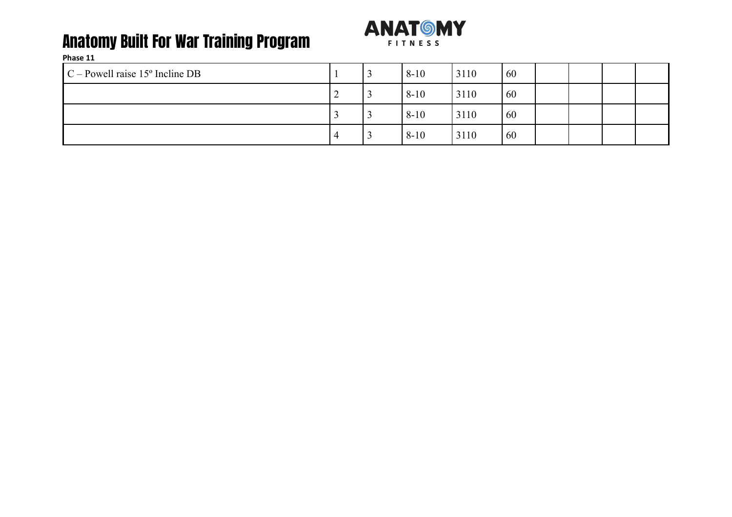# Anatomy Built For War Training Program

**Phase 11**

| | | | | | | | | | |
|---|---|---|---|---|---|---|---|---|---|
| C – Powell raise 15º Incline DB | 1 | 3 | 8-10 | 3110 | 60 | | | | |
| | 2 | 3 | 8-10 | 3110 | 60 | | | | |
| | 3 | 3 | 8-10 | 3110 | 60 | | | | |
| | 4 | 3 | 8-10 | 3110 | 60 | | | | |